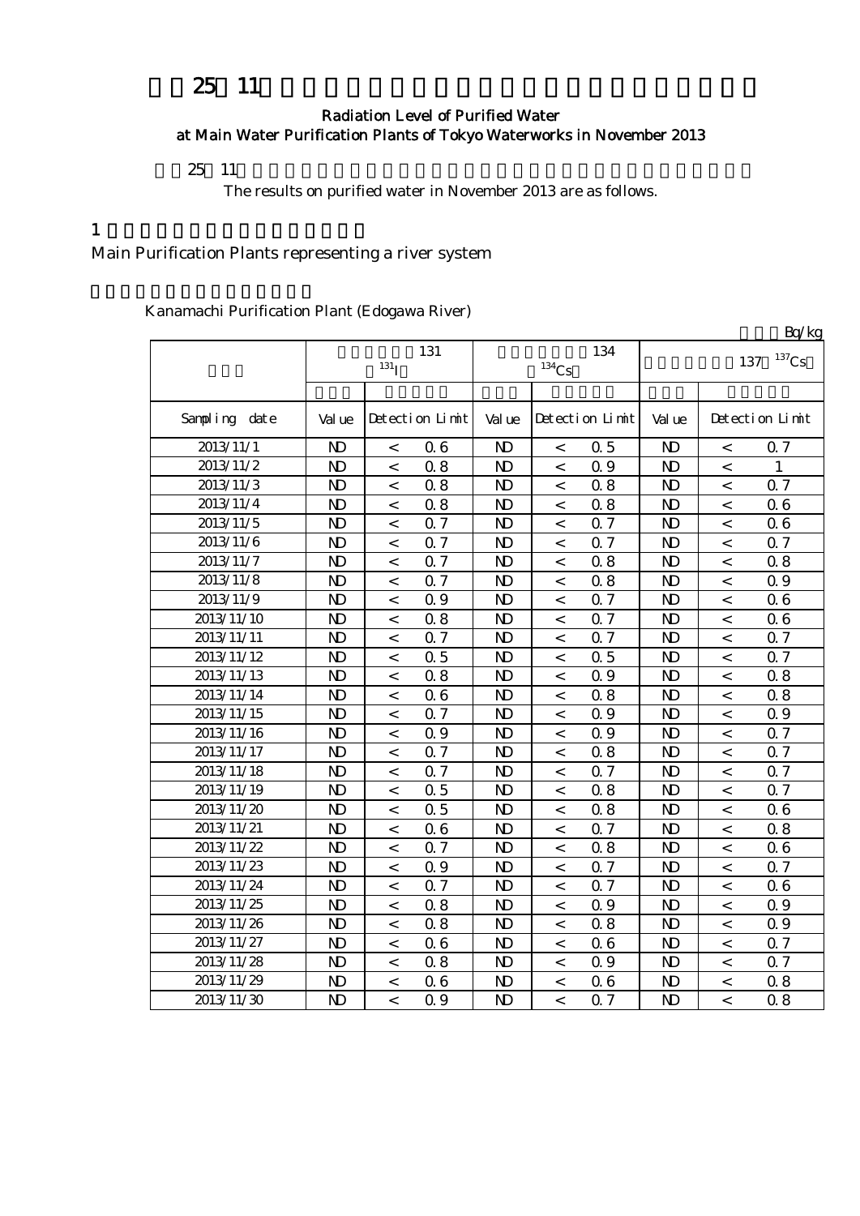# 25 11

## Radiation Level of Purified Water at Main Water Purification Plants of Tokyo Waterworks in November 2013

25 11

The results on purified water in November 2013 are as follows.

1

Main Purification Plants representing a river system

Kanamachi Purification Plant (Edogawa River)

Bq/kg

| | 131 $^{131}$I | | | 134 $^{134}$Cs | | | 137 $^{137}$Cs | | |
|---|---|---|---|---|---|---|---|---|---|
| Sampling date | Value | Detection Limit | | Value | Detection Limit | | Value | Detection Limit | |
| 2013/11/1 | ND | < | 0.6 | ND | < | 0.5 | ND | < | 0.7 |
| 2013/11/2 | ND | < | 0.8 | ND | < | 0.9 | ND | < | 1 |
| 2013/11/3 | ND | < | 0.8 | ND | < | 0.8 | ND | < | 0.7 |
| 2013/11/4 | ND | < | 0.8 | ND | < | 0.8 | ND | < | 0.6 |
| 2013/11/5 | ND | < | 0.7 | ND | < | 0.7 | ND | < | 0.6 |
| 2013/11/6 | ND | < | 0.7 | ND | < | 0.7 | ND | < | 0.7 |
| 2013/11/7 | ND | < | 0.7 | ND | < | 0.8 | ND | < | 0.8 |
| 2013/11/8 | ND | < | 0.7 | ND | < | 0.8 | ND | < | 0.9 |
| 2013/11/9 | ND | < | 0.9 | ND | < | 0.7 | ND | < | 0.6 |
| 2013/11/10 | ND | < | 0.8 | ND | < | 0.7 | ND | < | 0.6 |
| 2013/11/11 | ND | < | 0.7 | ND | < | 0.7 | ND | < | 0.7 |
| 2013/11/12 | ND | < | 0.5 | ND | < | 0.5 | ND | < | 0.7 |
| 2013/11/13 | ND | < | 0.8 | ND | < | 0.9 | ND | < | 0.8 |
| 2013/11/14 | ND | < | 0.6 | ND | < | 0.8 | ND | < | 0.8 |
| 2013/11/15 | ND | < | 0.7 | ND | < | 0.9 | ND | < | 0.9 |
| 2013/11/16 | ND | < | 0.9 | ND | < | 0.9 | ND | < | 0.7 |
| 2013/11/17 | ND | < | 0.7 | ND | < | 0.8 | ND | < | 0.7 |
| 2013/11/18 | ND | < | 0.7 | ND | < | 0.7 | ND | < | 0.7 |
| 2013/11/19 | ND | < | 0.5 | ND | < | 0.8 | ND | < | 0.7 |
| 2013/11/20 | ND | < | 0.5 | ND | < | 0.8 | ND | < | 0.6 |
| 2013/11/21 | ND | < | 0.6 | ND | < | 0.7 | ND | < | 0.8 |
| 2013/11/22 | ND | < | 0.7 | ND | < | 0.8 | ND | < | 0.6 |
| 2013/11/23 | ND | < | 0.9 | ND | < | 0.7 | ND | < | 0.7 |
| 2013/11/24 | ND | < | 0.7 | ND | < | 0.7 | ND | < | 0.6 |
| 2013/11/25 | ND | < | 0.8 | ND | < | 0.9 | ND | < | 0.9 |
| 2013/11/26 | ND | < | 0.8 | ND | < | 0.8 | ND | < | 0.9 |
| 2013/11/27 | ND | < | 0.6 | ND | < | 0.6 | ND | < | 0.7 |
| 2013/11/28 | ND | < | 0.8 | ND | < | 0.9 | ND | < | 0.7 |
| 2013/11/29 | ND | < | 0.6 | ND | < | 0.6 | ND | < | 0.8 |
| 2013/11/30 | ND | < | 0.9 | ND | < | 0.7 | ND | < | 0.8 |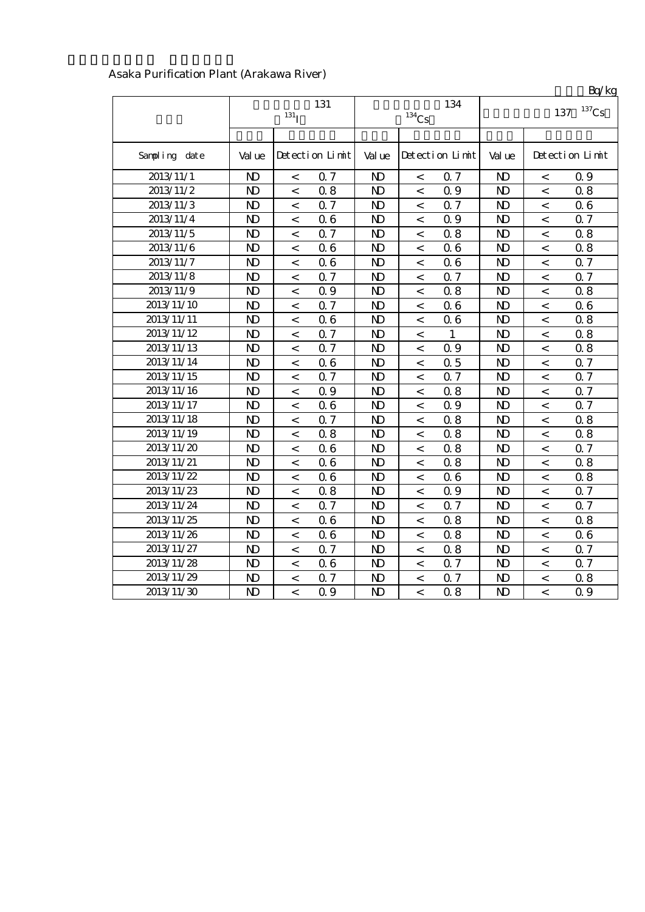Asaka Purification Plant (Arakawa River)

Bq/kg

| | 131 $^{131}I$ | | | 134 $^{134}Cs$ | | | 137 $^{137}Cs$ | | |
|---|---|---|---|---|---|---|---|---|---|
| Sampling date | Value | Detection Limit | | Value | Detection Limit | | Value | Detection Limit | |
| 2013/11/1 | ND | < | 0.7 | ND | < | 0.7 | ND | < | 0.9 |
| 2013/11/2 | ND | < | 0.8 | ND | < | 0.9 | ND | < | 0.8 |
| 2013/11/3 | ND | < | 0.7 | ND | < | 0.7 | ND | < | 0.6 |
| 2013/11/4 | ND | < | 0.6 | ND | < | 0.9 | ND | < | 0.7 |
| 2013/11/5 | ND | < | 0.7 | ND | < | 0.8 | ND | < | 0.8 |
| 2013/11/6 | ND | < | 0.6 | ND | < | 0.6 | ND | < | 0.8 |
| 2013/11/7 | ND | < | 0.6 | ND | < | 0.6 | ND | < | 0.7 |
| 2013/11/8 | ND | < | 0.7 | ND | < | 0.7 | ND | < | 0.7 |
| 2013/11/9 | ND | < | 0.9 | ND | < | 0.8 | ND | < | 0.8 |
| 2013/11/10 | ND | < | 0.7 | ND | < | 0.6 | ND | < | 0.6 |
| 2013/11/11 | ND | < | 0.6 | ND | < | 0.6 | ND | < | 0.8 |
| 2013/11/12 | ND | < | 0.7 | ND | < | 1 | ND | < | 0.8 |
| 2013/11/13 | ND | < | 0.7 | ND | < | 0.9 | ND | < | 0.8 |
| 2013/11/14 | ND | < | 0.6 | ND | < | 0.5 | ND | < | 0.7 |
| 2013/11/15 | ND | < | 0.7 | ND | < | 0.7 | ND | < | 0.7 |
| 2013/11/16 | ND | < | 0.9 | ND | < | 0.8 | ND | < | 0.7 |
| 2013/11/17 | ND | < | 0.6 | ND | < | 0.9 | ND | < | 0.7 |
| 2013/11/18 | ND | < | 0.7 | ND | < | 0.8 | ND | < | 0.8 |
| 2013/11/19 | ND | < | 0.8 | ND | < | 0.8 | ND | < | 0.8 |
| 2013/11/20 | ND | < | 0.6 | ND | < | 0.8 | ND | < | 0.7 |
| 2013/11/21 | ND | < | 0.6 | ND | < | 0.8 | ND | < | 0.8 |
| 2013/11/22 | ND | < | 0.6 | ND | < | 0.6 | ND | < | 0.8 |
| 2013/11/23 | ND | < | 0.8 | ND | < | 0.9 | ND | < | 0.7 |
| 2013/11/24 | ND | < | 0.7 | ND | < | 0.7 | ND | < | 0.7 |
| 2013/11/25 | ND | < | 0.6 | ND | < | 0.8 | ND | < | 0.8 |
| 2013/11/26 | ND | < | 0.6 | ND | < | 0.8 | ND | < | 0.6 |
| 2013/11/27 | ND | < | 0.7 | ND | < | 0.8 | ND | < | 0.7 |
| 2013/11/28 | ND | < | 0.6 | ND | < | 0.7 | ND | < | 0.7 |
| 2013/11/29 | ND | < | 0.7 | ND | < | 0.7 | ND | < | 0.8 |
| 2013/11/30 | ND | < | 0.9 | ND | < | 0.8 | ND | < | 0.9 |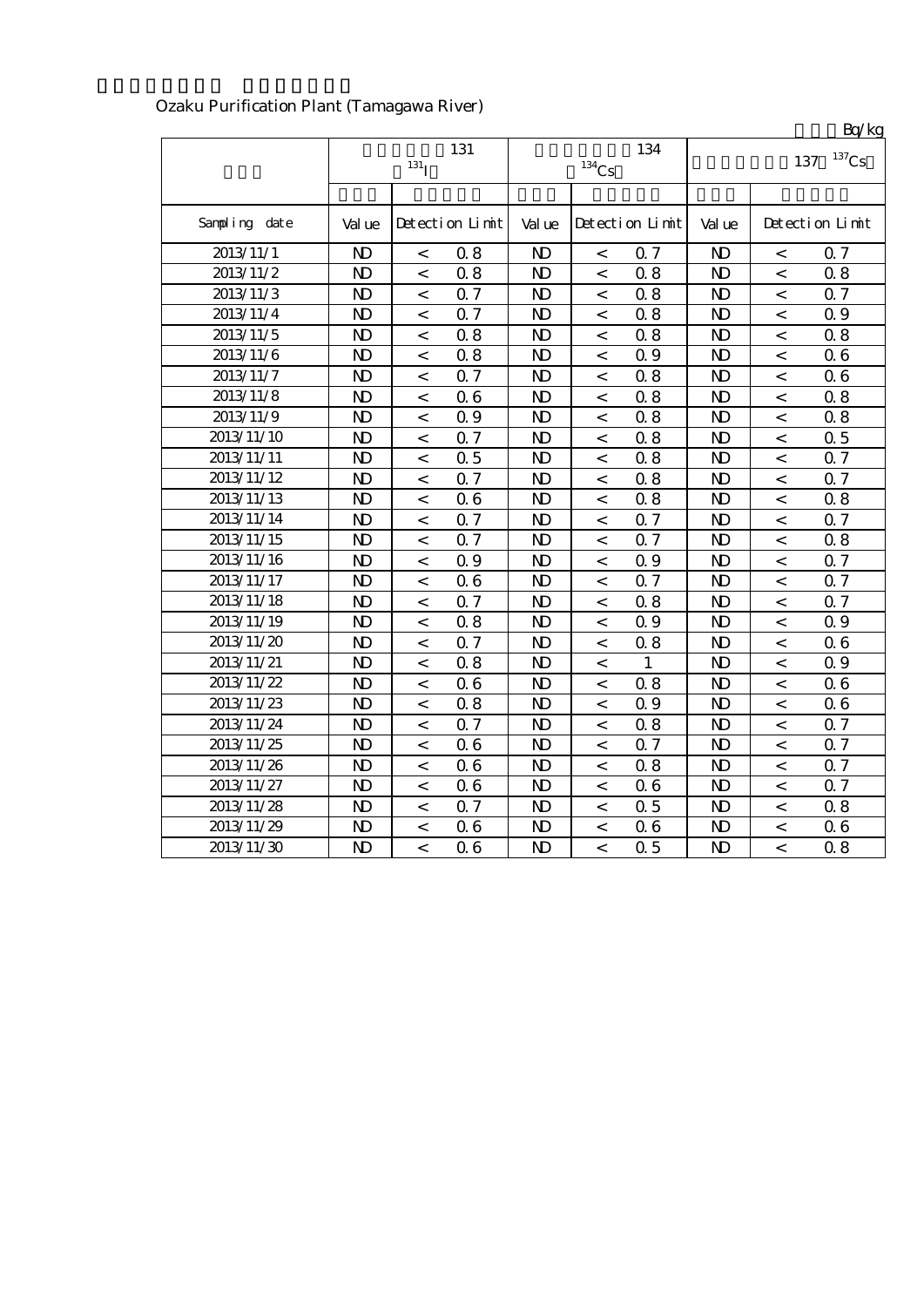Ozaku Purification Plant (Tamagawa River)

Bq/kg

| | 131 $^{131}$I | | | 134 $^{134}$Cs | | | 137 $^{137}$Cs | | |
|---|---|---|---|---|---|---|---|---|---|
| Sampling date | Value | Detection Limit | | Value | Detection Limit | | Value | Detection Limit | |
| 2013/11/1 | ND | < | 0.8 | ND | < | 0.7 | ND | < | 0.7 |
| 2013/11/2 | ND | < | 0.8 | ND | < | 0.8 | ND | < | 0.8 |
| 2013/11/3 | ND | < | 0.7 | ND | < | 0.8 | ND | < | 0.7 |
| 2013/11/4 | ND | < | 0.7 | ND | < | 0.8 | ND | < | 0.9 |
| 2013/11/5 | ND | < | 0.8 | ND | < | 0.8 | ND | < | 0.8 |
| 2013/11/6 | ND | < | 0.8 | ND | < | 0.9 | ND | < | 0.6 |
| 2013/11/7 | ND | < | 0.7 | ND | < | 0.8 | ND | < | 0.6 |
| 2013/11/8 | ND | < | 0.6 | ND | < | 0.8 | ND | < | 0.8 |
| 2013/11/9 | ND | < | 0.9 | ND | < | 0.8 | ND | < | 0.8 |
| 2013/11/10 | ND | < | 0.7 | ND | < | 0.8 | ND | < | 0.5 |
| 2013/11/11 | ND | < | 0.5 | ND | < | 0.8 | ND | < | 0.7 |
| 2013/11/12 | ND | < | 0.7 | ND | < | 0.8 | ND | < | 0.7 |
| 2013/11/13 | ND | < | 0.6 | ND | < | 0.8 | ND | < | 0.8 |
| 2013/11/14 | ND | < | 0.7 | ND | < | 0.7 | ND | < | 0.7 |
| 2013/11/15 | ND | < | 0.7 | ND | < | 0.7 | ND | < | 0.8 |
| 2013/11/16 | ND | < | 0.9 | ND | < | 0.9 | ND | < | 0.7 |
| 2013/11/17 | ND | < | 0.6 | ND | < | 0.7 | ND | < | 0.7 |
| 2013/11/18 | ND | < | 0.7 | ND | < | 0.8 | ND | < | 0.7 |
| 2013/11/19 | ND | < | 0.8 | ND | < | 0.9 | ND | < | 0.9 |
| 2013/11/20 | ND | < | 0.7 | ND | < | 0.8 | ND | < | 0.6 |
| 2013/11/21 | ND | < | 0.8 | ND | < | 1 | ND | < | 0.9 |
| 2013/11/22 | ND | < | 0.6 | ND | < | 0.8 | ND | < | 0.6 |
| 2013/11/23 | ND | < | 0.8 | ND | < | 0.9 | ND | < | 0.6 |
| 2013/11/24 | ND | < | 0.7 | ND | < | 0.8 | ND | < | 0.7 |
| 2013/11/25 | ND | < | 0.6 | ND | < | 0.7 | ND | < | 0.7 |
| 2013/11/26 | ND | < | 0.6 | ND | < | 0.8 | ND | < | 0.7 |
| 2013/11/27 | ND | < | 0.6 | ND | < | 0.6 | ND | < | 0.7 |
| 2013/11/28 | ND | < | 0.7 | ND | < | 0.5 | ND | < | 0.8 |
| 2013/11/29 | ND | < | 0.6 | ND | < | 0.6 | ND | < | 0.6 |
| 2013/11/30 | ND | < | 0.6 | ND | < | 0.5 | ND | < | 0.8 |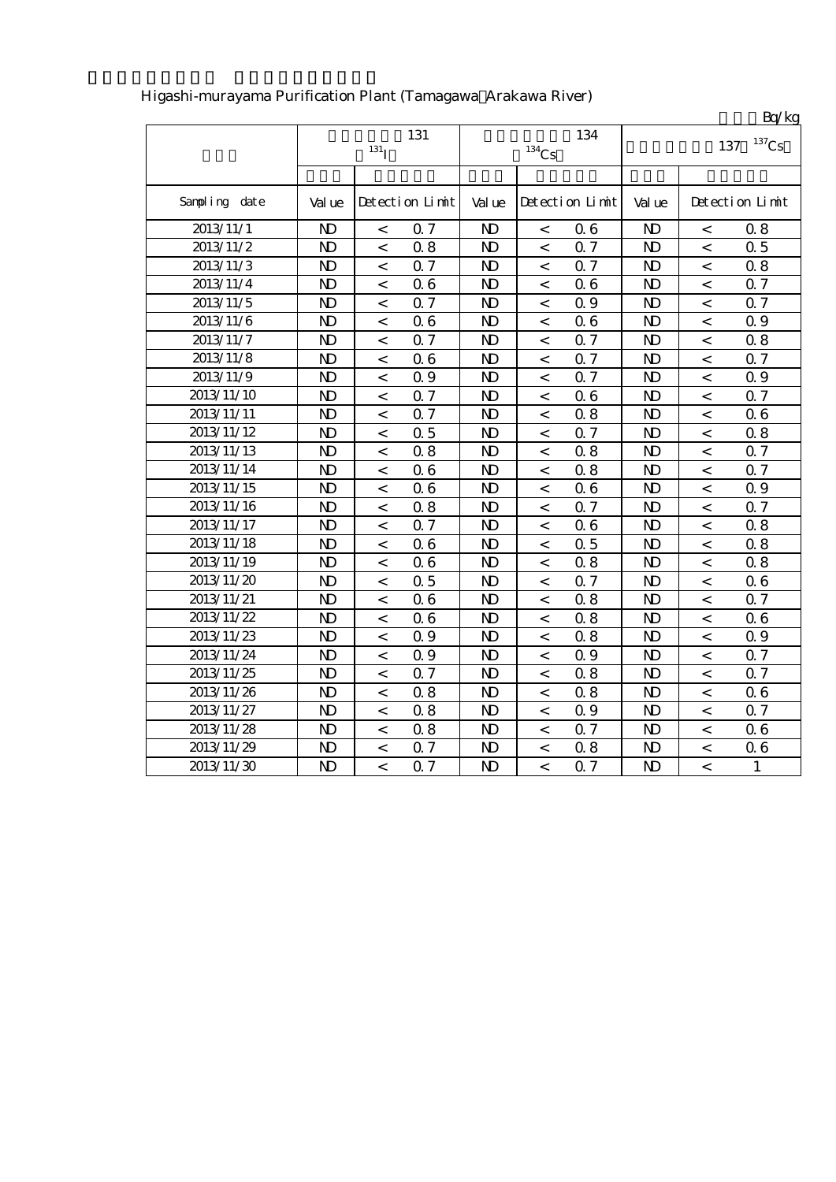Higashi-murayama Purification Plant (Tamagawa Arakawa River)

Bq/kg

| | 131 $^{131}I$ | | | 134 $^{134}Cs$ | | | 137 $^{137}Cs$ | | |
|---|---|---|---|---|---|---|---|---|---|
| Sampling date | Value | Detection Limit | | Value | Detection Limit | | Value | Detection Limit | |
| 2013/11/1 | ND | < | 0.7 | ND | < | 0.6 | ND | < | 0.8 |
| 2013/11/2 | ND | < | 0.8 | ND | < | 0.7 | ND | < | 0.5 |
| 2013/11/3 | ND | < | 0.7 | ND | < | 0.7 | ND | < | 0.8 |
| 2013/11/4 | ND | < | 0.6 | ND | < | 0.6 | ND | < | 0.7 |
| 2013/11/5 | ND | < | 0.7 | ND | < | 0.9 | ND | < | 0.7 |
| 2013/11/6 | ND | < | 0.6 | ND | < | 0.6 | ND | < | 0.9 |
| 2013/11/7 | ND | < | 0.7 | ND | < | 0.7 | ND | < | 0.8 |
| 2013/11/8 | ND | < | 0.6 | ND | < | 0.7 | ND | < | 0.7 |
| 2013/11/9 | ND | < | 0.9 | ND | < | 0.7 | ND | < | 0.9 |
| 2013/11/10 | ND | < | 0.7 | ND | < | 0.6 | ND | < | 0.7 |
| 2013/11/11 | ND | < | 0.7 | ND | < | 0.8 | ND | < | 0.6 |
| 2013/11/12 | ND | < | 0.5 | ND | < | 0.7 | ND | < | 0.8 |
| 2013/11/13 | ND | < | 0.8 | ND | < | 0.8 | ND | < | 0.7 |
| 2013/11/14 | ND | < | 0.6 | ND | < | 0.8 | ND | < | 0.7 |
| 2013/11/15 | ND | < | 0.6 | ND | < | 0.6 | ND | < | 0.9 |
| 2013/11/16 | ND | < | 0.8 | ND | < | 0.7 | ND | < | 0.7 |
| 2013/11/17 | ND | < | 0.7 | ND | < | 0.6 | ND | < | 0.8 |
| 2013/11/18 | ND | < | 0.6 | ND | < | 0.5 | ND | < | 0.8 |
| 2013/11/19 | ND | < | 0.6 | ND | < | 0.8 | ND | < | 0.8 |
| 2013/11/20 | ND | < | 0.5 | ND | < | 0.7 | ND | < | 0.6 |
| 2013/11/21 | ND | < | 0.6 | ND | < | 0.8 | ND | < | 0.7 |
| 2013/11/22 | ND | < | 0.6 | ND | < | 0.8 | ND | < | 0.6 |
| 2013/11/23 | ND | < | 0.9 | ND | < | 0.8 | ND | < | 0.9 |
| 2013/11/24 | ND | < | 0.9 | ND | < | 0.9 | ND | < | 0.7 |
| 2013/11/25 | ND | < | 0.7 | ND | < | 0.8 | ND | < | 0.7 |
| 2013/11/26 | ND | < | 0.8 | ND | < | 0.8 | ND | < | 0.6 |
| 2013/11/27 | ND | < | 0.8 | ND | < | 0.9 | ND | < | 0.7 |
| 2013/11/28 | ND | < | 0.8 | ND | < | 0.7 | ND | < | 0.6 |
| 2013/11/29 | ND | < | 0.7 | ND | < | 0.8 | ND | < | 0.6 |
| 2013/11/30 | ND | < | 0.7 | ND | < | 0.7 | ND | < | 1 |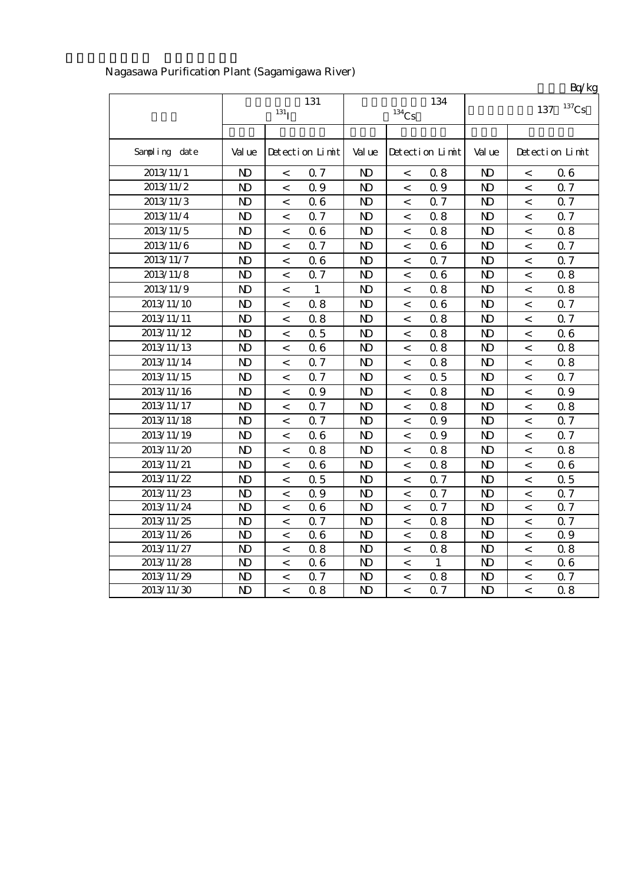Nagasawa Purification Plant (Sagamigawa River)

Bq/kg

| | 131 $^{131}I$ | | | 134 $^{134}Cs$ | | | 137 $^{137}Cs$ | | |
|---|---|---|---|---|---|---|---|---|---|
| Sampling date | Value | Detection Limit | | Value | Detection Limit | | Value | Detection Limit | |
| 2013/11/1 | ND | < | 0.7 | ND | < | 0.8 | ND | < | 0.6 |
| 2013/11/2 | ND | < | 0.9 | ND | < | 0.9 | ND | < | 0.7 |
| 2013/11/3 | ND | < | 0.6 | ND | < | 0.7 | ND | < | 0.7 |
| 2013/11/4 | ND | < | 0.7 | ND | < | 0.8 | ND | < | 0.7 |
| 2013/11/5 | ND | < | 0.6 | ND | < | 0.8 | ND | < | 0.8 |
| 2013/11/6 | ND | < | 0.7 | ND | < | 0.6 | ND | < | 0.7 |
| 2013/11/7 | ND | < | 0.6 | ND | < | 0.7 | ND | < | 0.7 |
| 2013/11/8 | ND | < | 0.7 | ND | < | 0.6 | ND | < | 0.8 |
| 2013/11/9 | ND | < | 1 | ND | < | 0.8 | ND | < | 0.8 |
| 2013/11/10 | ND | < | 0.8 | ND | < | 0.6 | ND | < | 0.7 |
| 2013/11/11 | ND | < | 0.8 | ND | < | 0.8 | ND | < | 0.7 |
| 2013/11/12 | ND | < | 0.5 | ND | < | 0.8 | ND | < | 0.6 |
| 2013/11/13 | ND | < | 0.6 | ND | < | 0.8 | ND | < | 0.8 |
| 2013/11/14 | ND | < | 0.7 | ND | < | 0.8 | ND | < | 0.8 |
| 2013/11/15 | ND | < | 0.7 | ND | < | 0.5 | ND | < | 0.7 |
| 2013/11/16 | ND | < | 0.9 | ND | < | 0.8 | ND | < | 0.9 |
| 2013/11/17 | ND | < | 0.7 | ND | < | 0.8 | ND | < | 0.8 |
| 2013/11/18 | ND | < | 0.7 | ND | < | 0.9 | ND | < | 0.7 |
| 2013/11/19 | ND | < | 0.6 | ND | < | 0.9 | ND | < | 0.7 |
| 2013/11/20 | ND | < | 0.8 | ND | < | 0.8 | ND | < | 0.8 |
| 2013/11/21 | ND | < | 0.6 | ND | < | 0.8 | ND | < | 0.6 |
| 2013/11/22 | ND | < | 0.5 | ND | < | 0.7 | ND | < | 0.5 |
| 2013/11/23 | ND | < | 0.9 | ND | < | 0.7 | ND | < | 0.7 |
| 2013/11/24 | ND | < | 0.6 | ND | < | 0.7 | ND | < | 0.7 |
| 2013/11/25 | ND | < | 0.7 | ND | < | 0.8 | ND | < | 0.7 |
| 2013/11/26 | ND | < | 0.6 | ND | < | 0.8 | ND | < | 0.9 |
| 2013/11/27 | ND | < | 0.8 | ND | < | 0.8 | ND | < | 0.8 |
| 2013/11/28 | ND | < | 0.6 | ND | < | 1 | ND | < | 0.6 |
| 2013/11/29 | ND | < | 0.7 | ND | < | 0.8 | ND | < | 0.7 |
| 2013/11/30 | ND | < | 0.8 | ND | < | 0.7 | ND | < | 0.8 |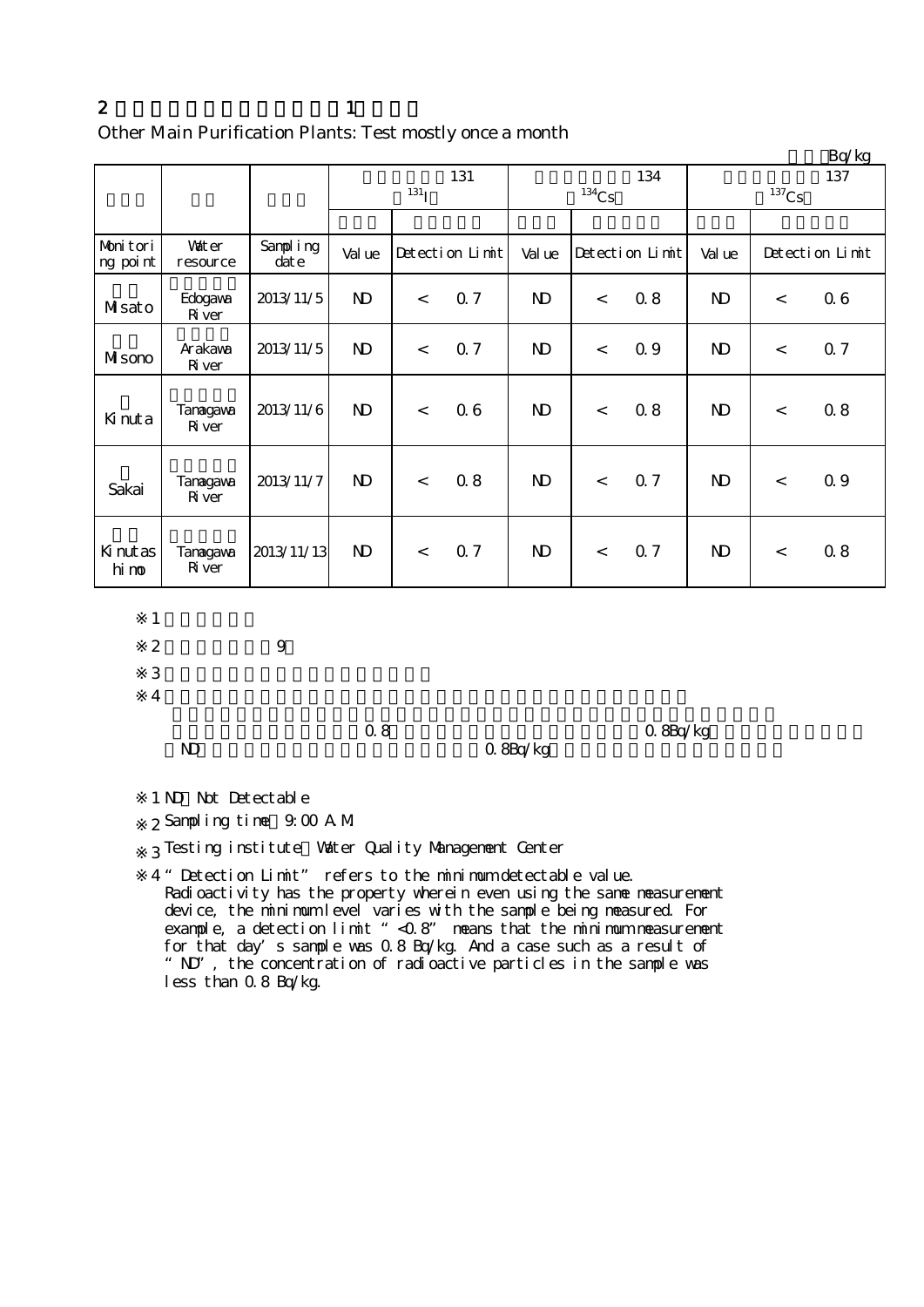2 1

Other Main Purification Plants: Test mostly once a month

Bq/kg

| | | | 131 $^{131}$I | | | 134 $^{134}$Cs | | | 137 $^{137}$Cs | | |
|---|---|---|---|---|---|---|---|---|---|---|---|
| Monitoring point | Water resource | Sampling date | Value | Detection Limit | | Value | Detection Limit | | Value | Detection Limit | |
| Misato | Edogawa River | 2013/11/5 | ND | < | 0.7 | ND | < | 0.8 | ND | < | 0.6 |
| Misono | Arakawa River | 2013/11/5 | ND | < | 0.7 | ND | < | 0.9 | ND | < | 0.7 |
| Kinuta | Tamagawa River | 2013/11/6 | ND | < | 0.6 | ND | < | 0.8 | ND | < | 0.8 |
| Sakai | Tamagawa River | 2013/11/7 | ND | < | 0.8 | ND | < | 0.7 | ND | < | 0.9 |
| Kinutashimo | Tamagawa River | 2013/11/13 | ND | < | 0.7 | ND | < | 0.7 | ND | < | 0.8 |

※1

※2 9

※3

※4

0.8 0.8Bq/kg

ND 0.8Bq/kg

※1 ND Not Detectable

※2 Sampling time 9:00 A.M.

※3 Testing institute Water Quality Management Center

※4 "Detection Limit" refers to the minimum detectable value.
Radioactivity has the property wherein even using the same measurement device, the minimum level varies with the sample being measured. For example, a detection limit "<0.8" means that the minimum measurement for that day's sample was 0.8 Bq/kg. And a case such as a result of "ND", the concentration of radioactive particles in the sample was less than 0.8 Bq/kg.